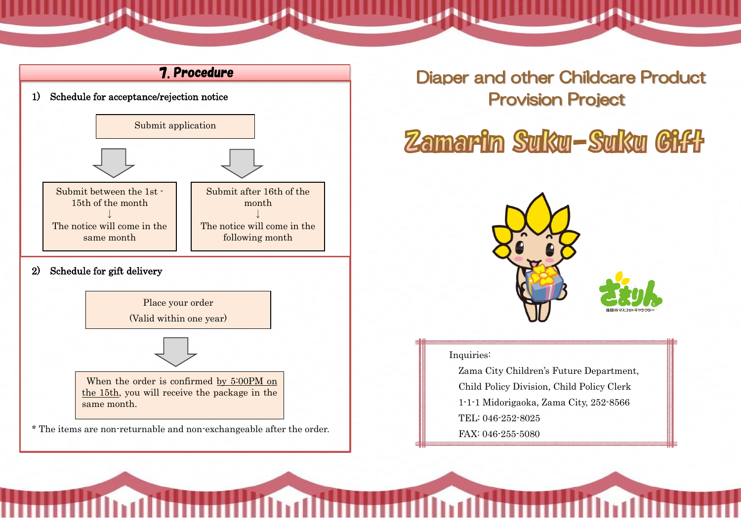## 7. Procedure

### 1) Schedule for acceptance/rejection notice

Submit application

- Submit between the 1st - 15th of the month
  ↓
  The notice will come in the same month
- Submit after 16th of the month
  ↓
  The notice will come in the following month

### 2) Schedule for gift delivery

Place your order
(Valid within one year)

↓

When the order is confirmed by 5:00PM on the 15th, you will receive the package in the same month.

* The items are non-returnable and non-exchangeable after the order.

# Diaper and other Childcare Product Provision Project

# Zamarin Suku-Suku Gift

Inquiries:

Zama City Children's Future Department,
Child Policy Division, Child Policy Clerk
1-1-1 Midorigaoka, Zama City, 252-8566
TEL: 046-252-8025
FAX: 046-255-5080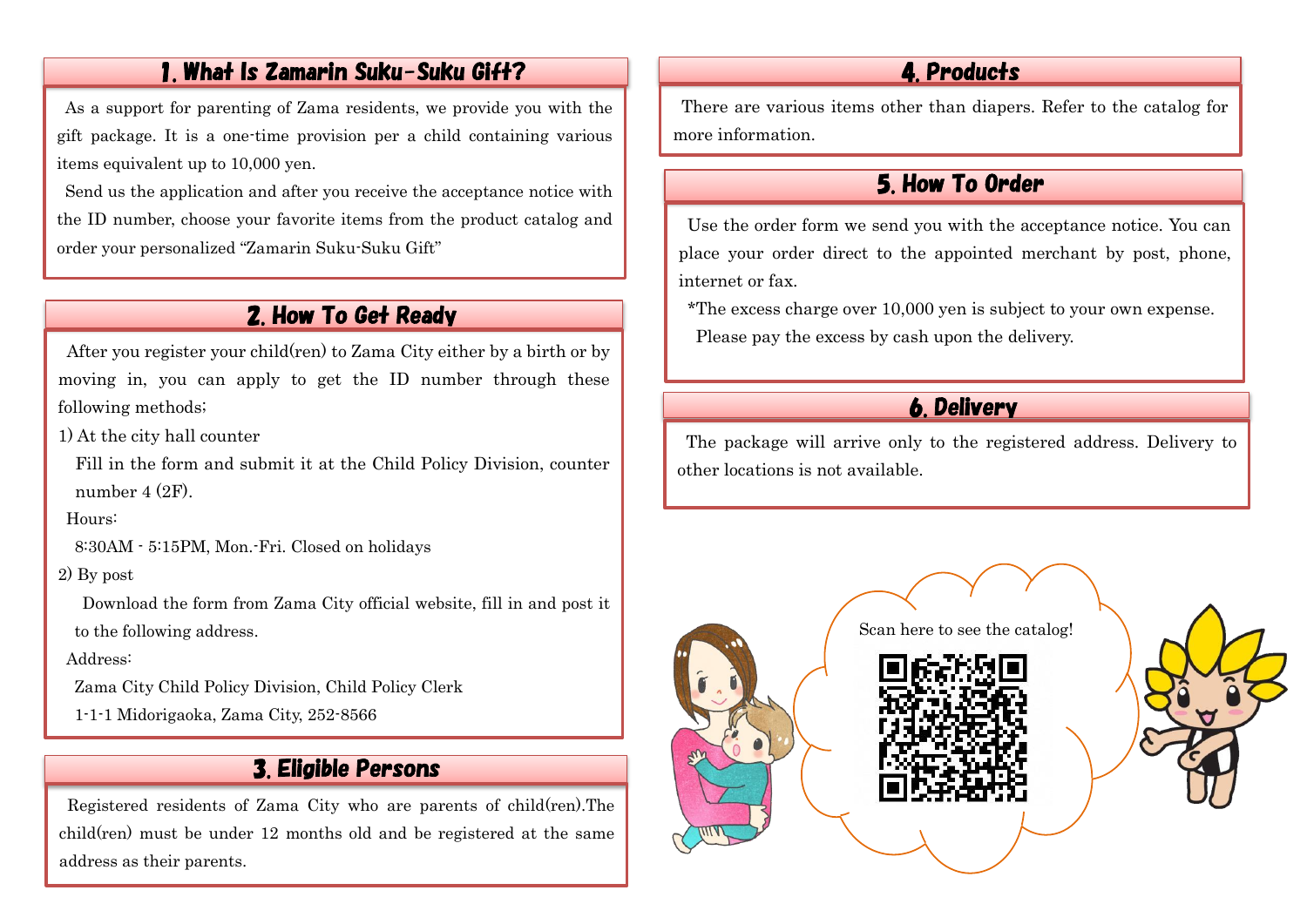## 1. What Is Zamarin Suku-Suku Gift?

As a support for parenting of Zama residents, we provide you with the gift package. It is a one-time provision per a child containing various items equivalent up to 10,000 yen.

Send us the application and after you receive the acceptance notice with the ID number, choose your favorite items from the product catalog and order your personalized "Zamarin Suku-Suku Gift"

## 2. How To Get Ready

After you register your child(ren) to Zama City either by a birth or by moving in, you can apply to get the ID number through these following methods;

1) At the city hall counter

Fill in the form and submit it at the Child Policy Division, counter number 4 (2F).

Hours:

8:30AM - 5:15PM, Mon.-Fri. Closed on holidays

2) By post

Download the form from Zama City official website, fill in and post it to the following address.

Address:

Zama City Child Policy Division, Child Policy Clerk
1-1-1 Midorigaoka, Zama City, 252-8566

## 3. Eligible Persons

Registered residents of Zama City who are parents of child(ren).The child(ren) must be under 12 months old and be registered at the same address as their parents.

## 4. Products

There are various items other than diapers. Refer to the catalog for more information.

## 5. How To Order

Use the order form we send you with the acceptance notice. You can place your order direct to the appointed merchant by post, phone, internet or fax.

*The excess charge over 10,000 yen is subject to your own expense. Please pay the excess by cash upon the delivery.

## 6. Delivery

The package will arrive only to the registered address. Delivery to other locations is not available.

Scan here to see the catalog!